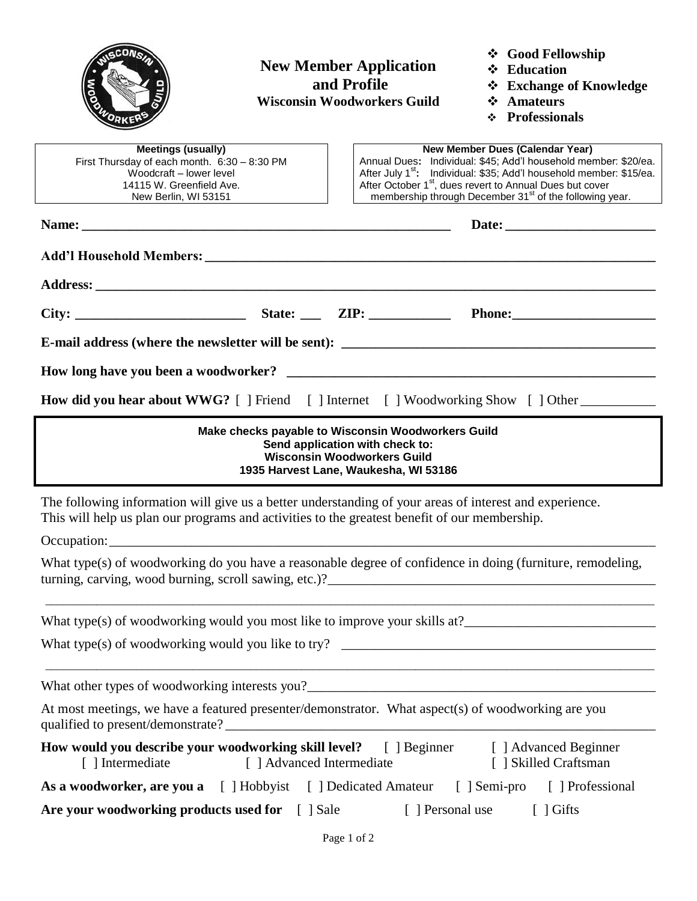# New Member Application and Profile

**Wisconsin Woodworkers Guild**

- **Good Fellowship**
- **Education**
- **Exchange of Knowledge**
- **Amateurs**
- **Professionals**

**Meetings (usually)**
First Thursday of each month. 6:30 – 8:30 PM
Woodcraft – lower level
14115 W. Greenfield Ave.
New Berlin, WI 53151

**New Member Dues (Calendar Year)**
Annual Dues**:** Individual: $45; Add'l household member: $20/ea.
After July 1st**:** Individual: $35; Add'l household member: $15/ea.
After October 1st, dues revert to Annual Dues but cover membership through December 31st of the following year.

**Name:** ______________________________________________ **Date:** ____________________

**Add'l Household Members:** ________________________________________________________

**Address:** _________________________________________________________________________

**City:** ______________________ **State:** ___ **ZIP:** ___________ **Phone:**___________________

**E-mail address (where the newsletter will be sent):** ___________________________________

**How long have you been a woodworker?** _____________________________________________

**How did you hear about WWG?** [ ] Friend [ ] Internet [ ] Woodworking Show [ ] Other __________

**Make checks payable to Wisconsin Woodworkers Guild**
**Send application with check to:**
**Wisconsin Woodworkers Guild**
**1935 Harvest Lane, Waukesha, WI 53186**

The following information will give us a better understanding of your areas of interest and experience. This will help us plan our programs and activities to the greatest benefit of our membership.

Occupation:_________________________________________________________________________

What type(s) of woodworking do you have a reasonable degree of confidence in doing (furniture, remodeling, turning, carving, wood burning, scroll sawing, etc.)?_____________________________________________

_____________________________________________________________________________________

What type(s) of woodworking would you most like to improve your skills at?_________________________

What type(s) of woodworking would you like to try? ____________________________________________

_____________________________________________________________________________________

What other types of woodworking interests you?________________________________________________

At most meetings, we have a featured presenter/demonstrator. What aspect(s) of woodworking are you qualified to present/demonstrate? _________________________________________________________

**How would you describe your woodworking skill level?** [ ] Beginner [ ] Advanced Beginner [ ] Intermediate [ ] Advanced Intermediate [ ] Skilled Craftsman

**As a woodworker, are you a** [ ] Hobbyist [ ] Dedicated Amateur [ ] Semi-pro [ ] Professional

**Are your woodworking products used for** [ ] Sale [ ] Personal use [ ] Gifts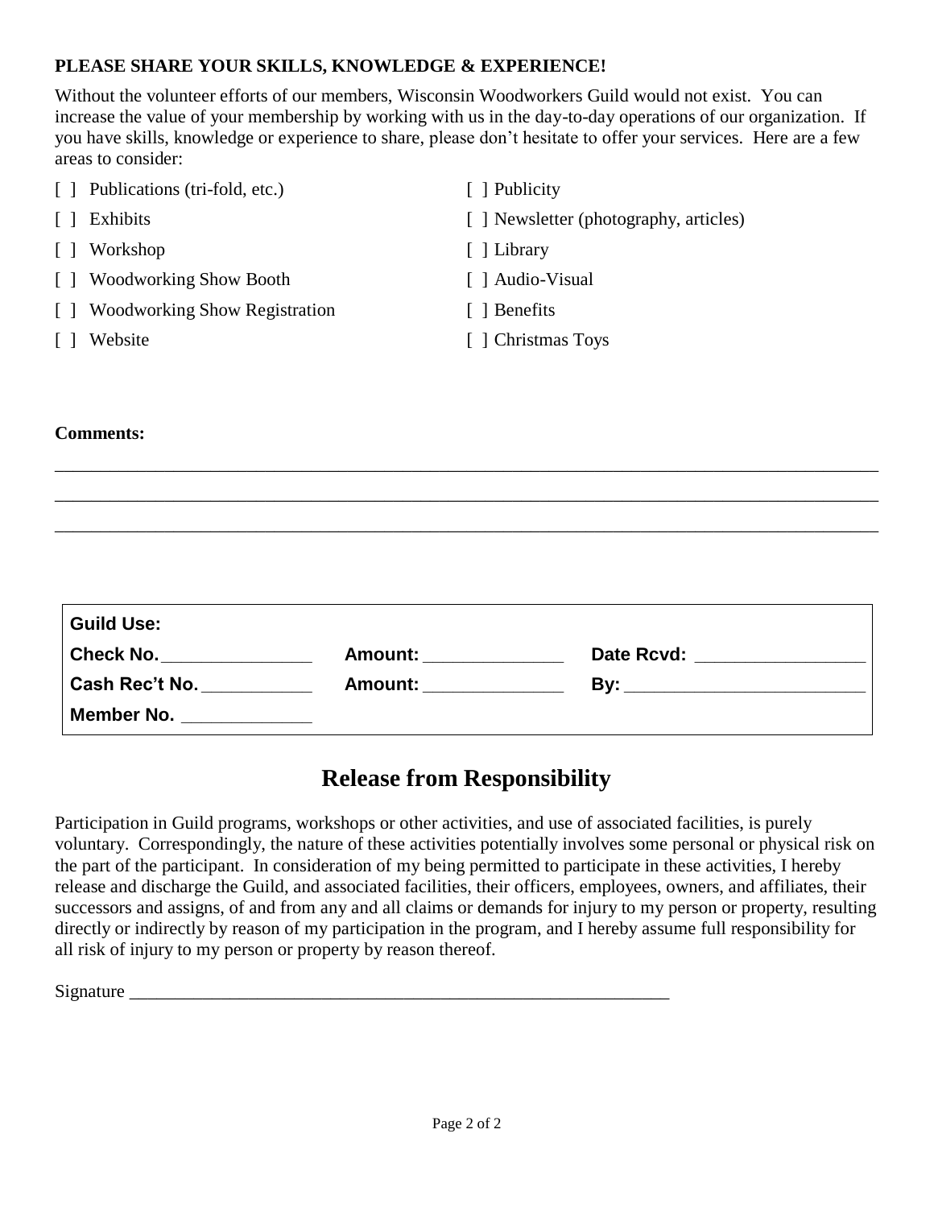**PLEASE SHARE YOUR SKILLS, KNOWLEDGE & EXPERIENCE!**

Without the volunteer efforts of our members, Wisconsin Woodworkers Guild would not exist. You can increase the value of your membership by working with us in the day-to-day operations of our organization. If you have skills, knowledge or experience to share, please don't hesitate to offer your services. Here are a few areas to consider:

[ ] Publications (tri-fold, etc.)

[ ] Exhibits

[ ] Workshop

[ ] Woodworking Show Booth

[ ] Woodworking Show Registration

[ ] Website

[ ] Publicity

[ ] Newsletter (photography, articles)

[ ] Library

[ ] Audio-Visual

[ ] Benefits

[ ] Christmas Toys

**Comments:**

______________________________________________________________________________

______________________________________________________________________________

______________________________________________________________________________

| | | |
|---|---|---|
| **Guild Use:** | | |
| **Check No.** _______________ | **Amount:** ______________ | **Date Rcvd:** _________________ |
| **Cash Rec't No.** ___________ | **Amount:** ______________ | **By:** _________________________ |
| **Member No.** _____________ | | |

# Release from Responsibility

Participation in Guild programs, workshops or other activities, and use of associated facilities, is purely voluntary. Correspondingly, the nature of these activities potentially involves some personal or physical risk on the part of the participant. In consideration of my being permitted to participate in these activities, I hereby release and discharge the Guild, and associated facilities, their officers, employees, owners, and affiliates, their successors and assigns, of and from any and all claims or demands for injury to my person or property, resulting directly or indirectly by reason of my participation in the program, and I hereby assume full responsibility for all risk of injury to my person or property by reason thereof.

Signature ____________________________________________________________